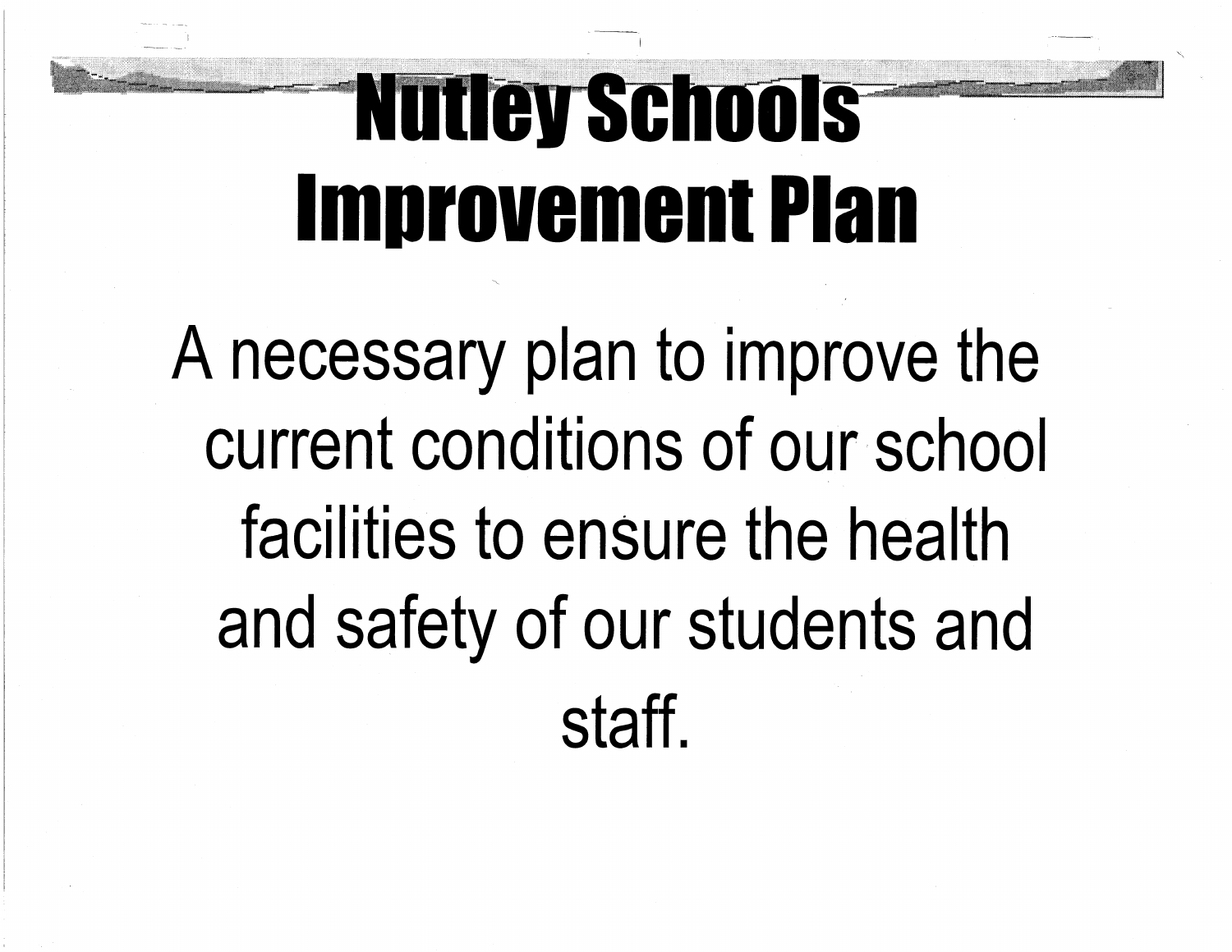# Nutley Schools Improvement Plan

A necessary plan to improve the current conditions of our school facilities to ensure the health and safety of our students and staff.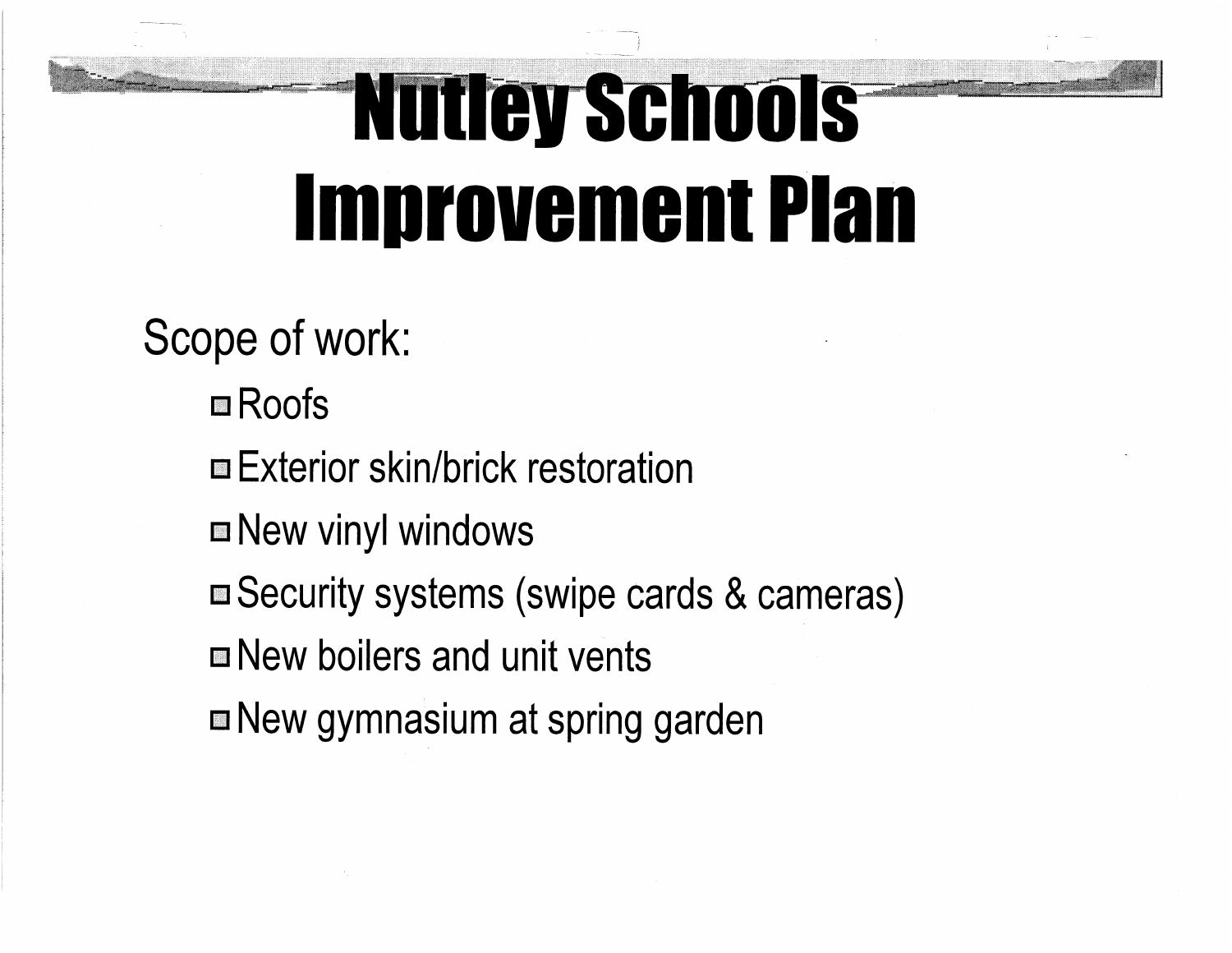# Nutley Schools Improvement Plan

Scope of work:

- Roofs
- Exterior skin/brick restoration
- New vinyl windows
- Security systems (swipe cards & cameras)
- New boilers and unit vents
- New gymnasium at spring garden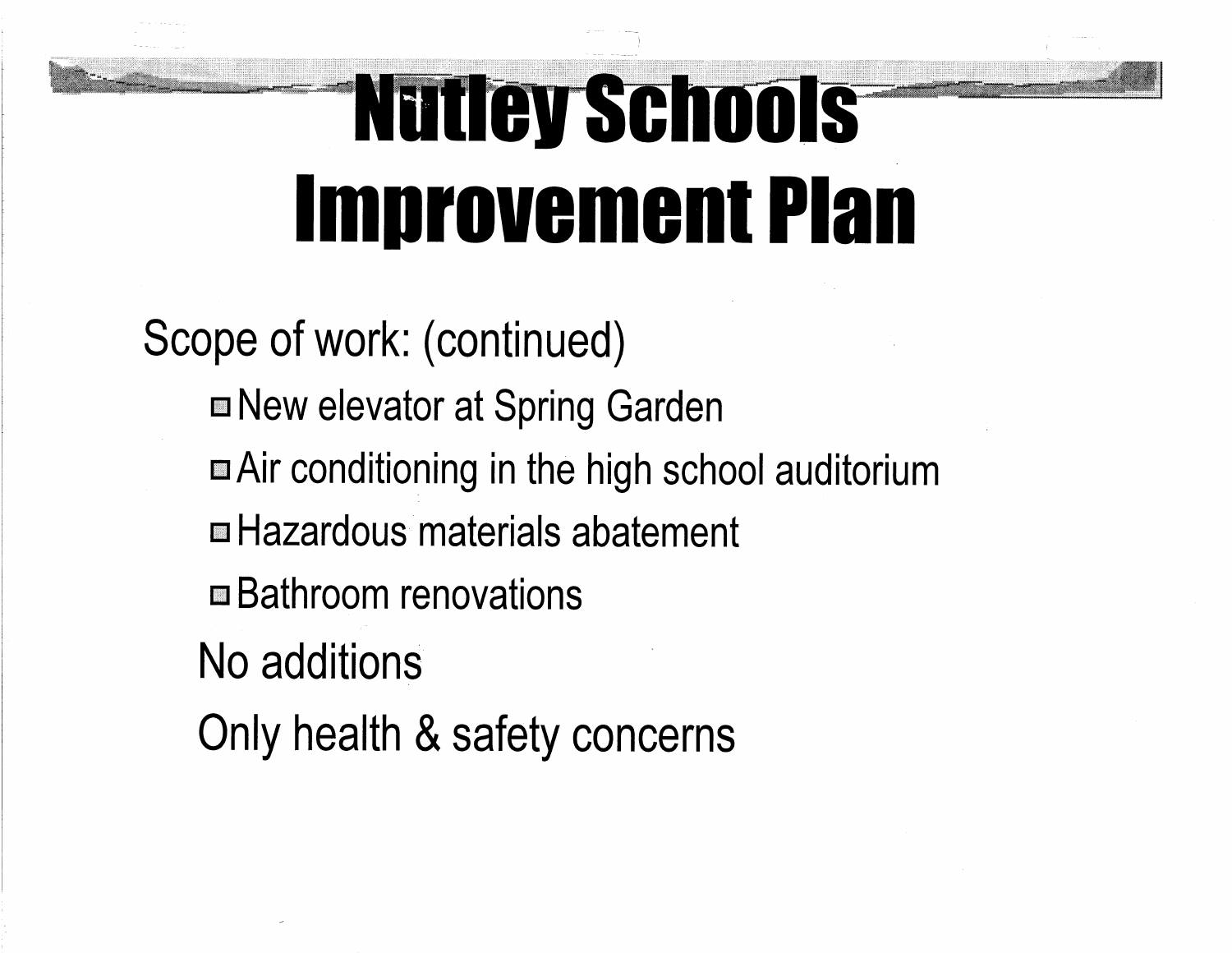# Nutley Schools Improvement Plan

Scope of work: (continued)

- New elevator at Spring Garden
- Air conditioning in the high school auditorium
- Hazardous materials abatement
- Bathroom renovations

No additions

Only health & safety concerns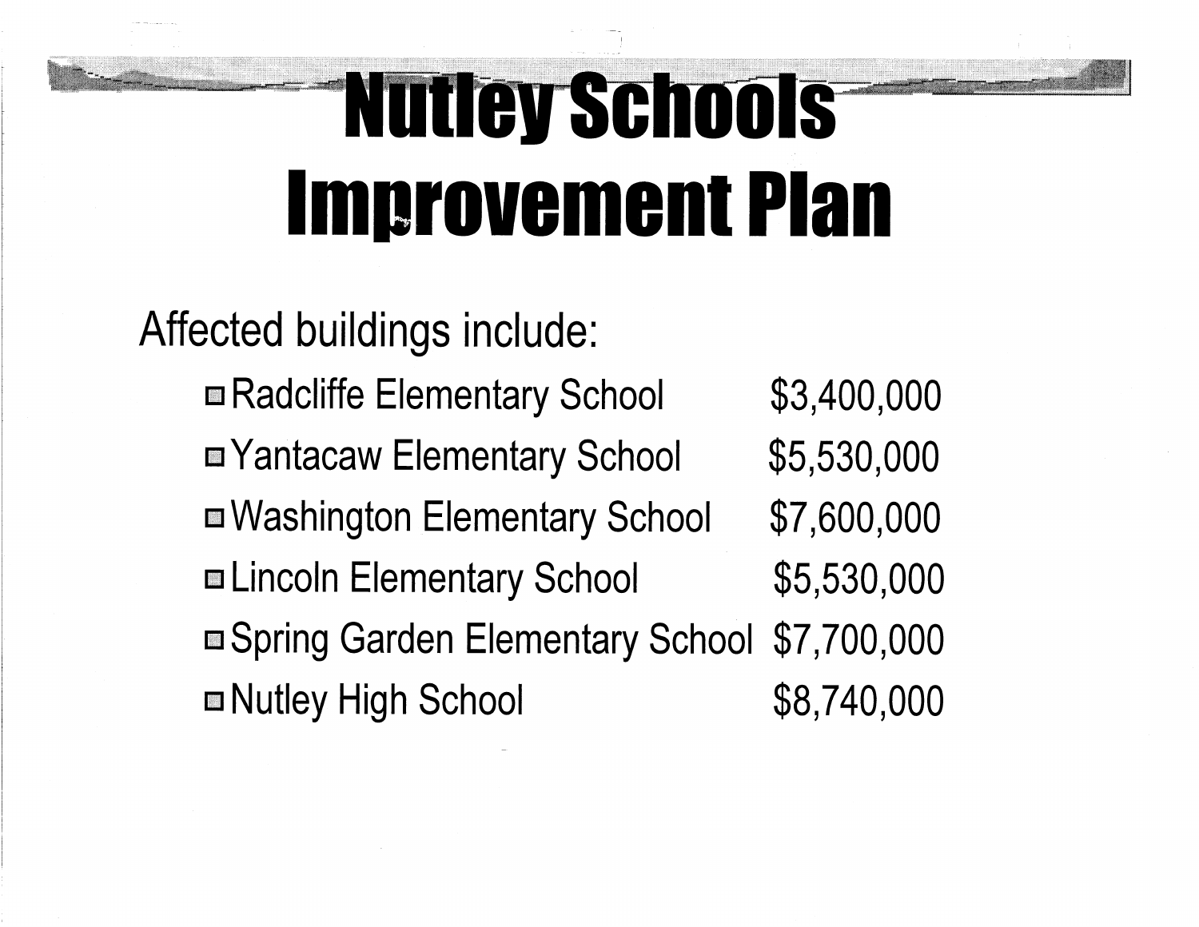# Nutley Schools Improvement Plan

Affected buildings include:

- Radcliffe Elementary School $3,400,000
- Yantacaw Elementary School $5,530,000
- Washington Elementary School $7,600,000
- Lincoln Elementary School $5,530,000
- Spring Garden Elementary School $7,700,000
- Nutley High School $8,740,000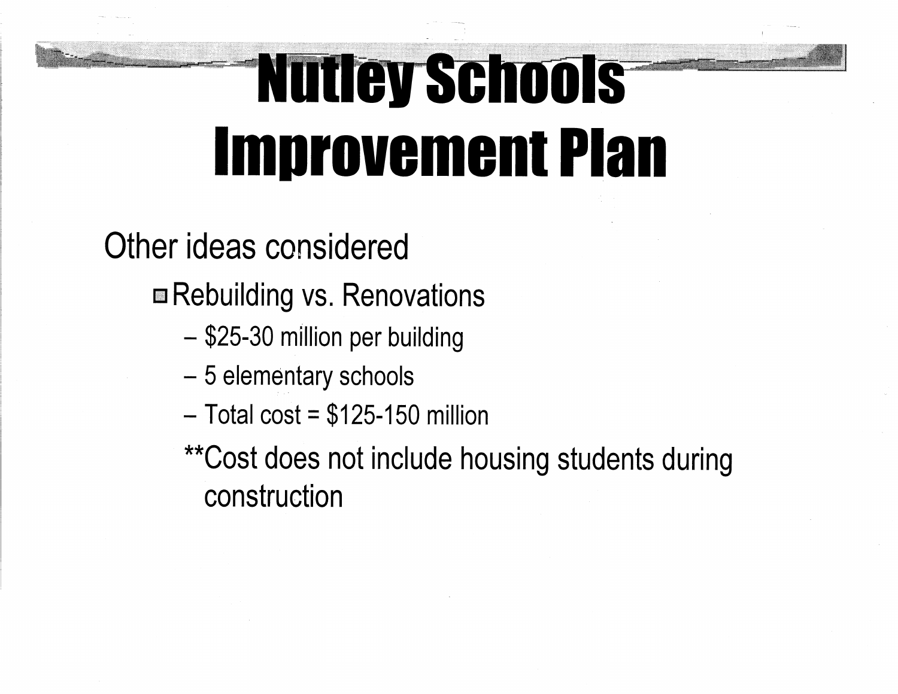# Nutley Schools Improvement Plan

Other ideas considered

- Rebuilding vs. Renovations
  - $25-30 million per building
  - 5 elementary schools
  - Total cost = $125-150 million

  **Cost does not include housing students during construction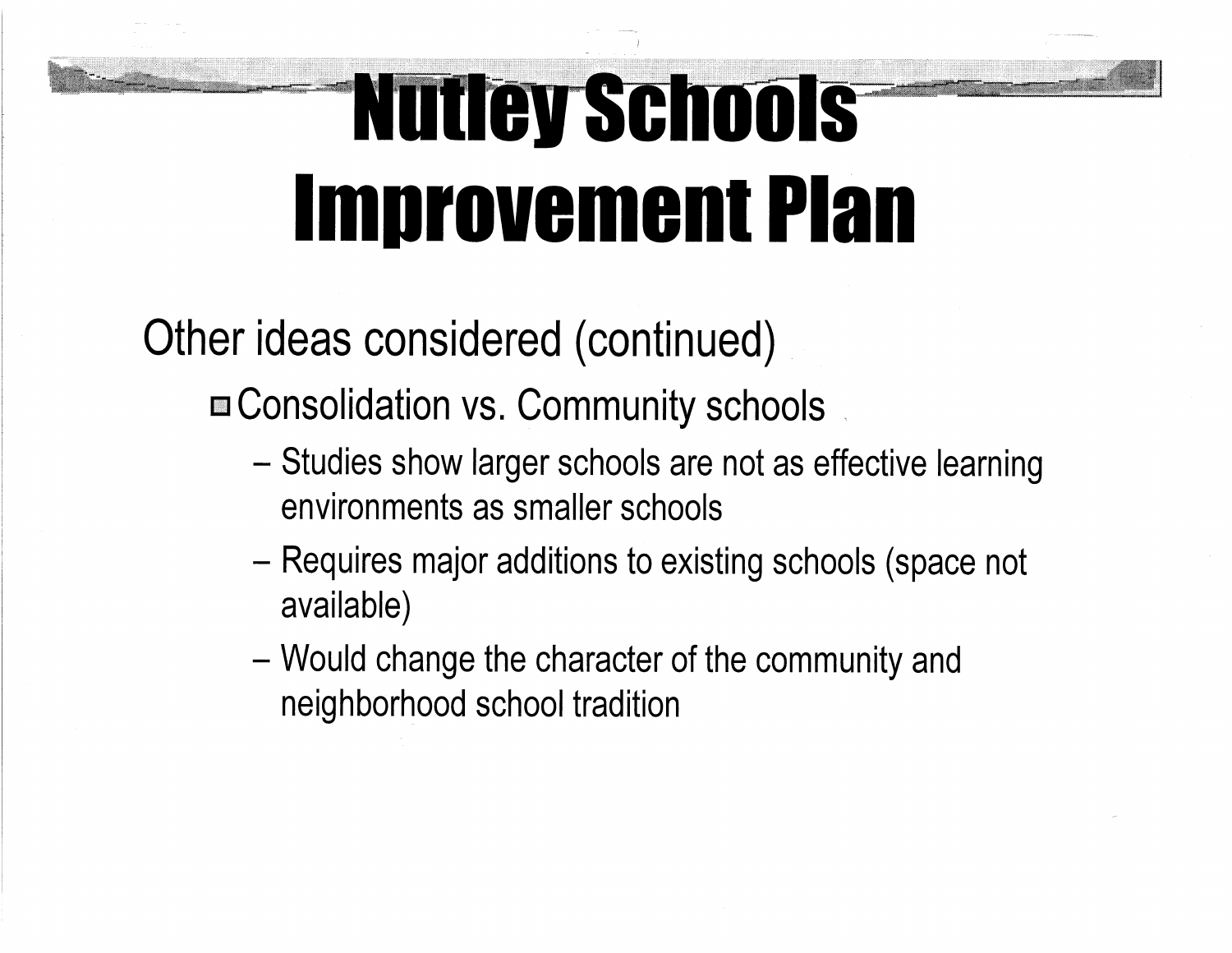# Nutley Schools Improvement Plan

Other ideas considered (continued)

- Consolidation vs. Community schools
  - Studies show larger schools are not as effective learning environments as smaller schools
  - Requires major additions to existing schools (space not available)
  - Would change the character of the community and neighborhood school tradition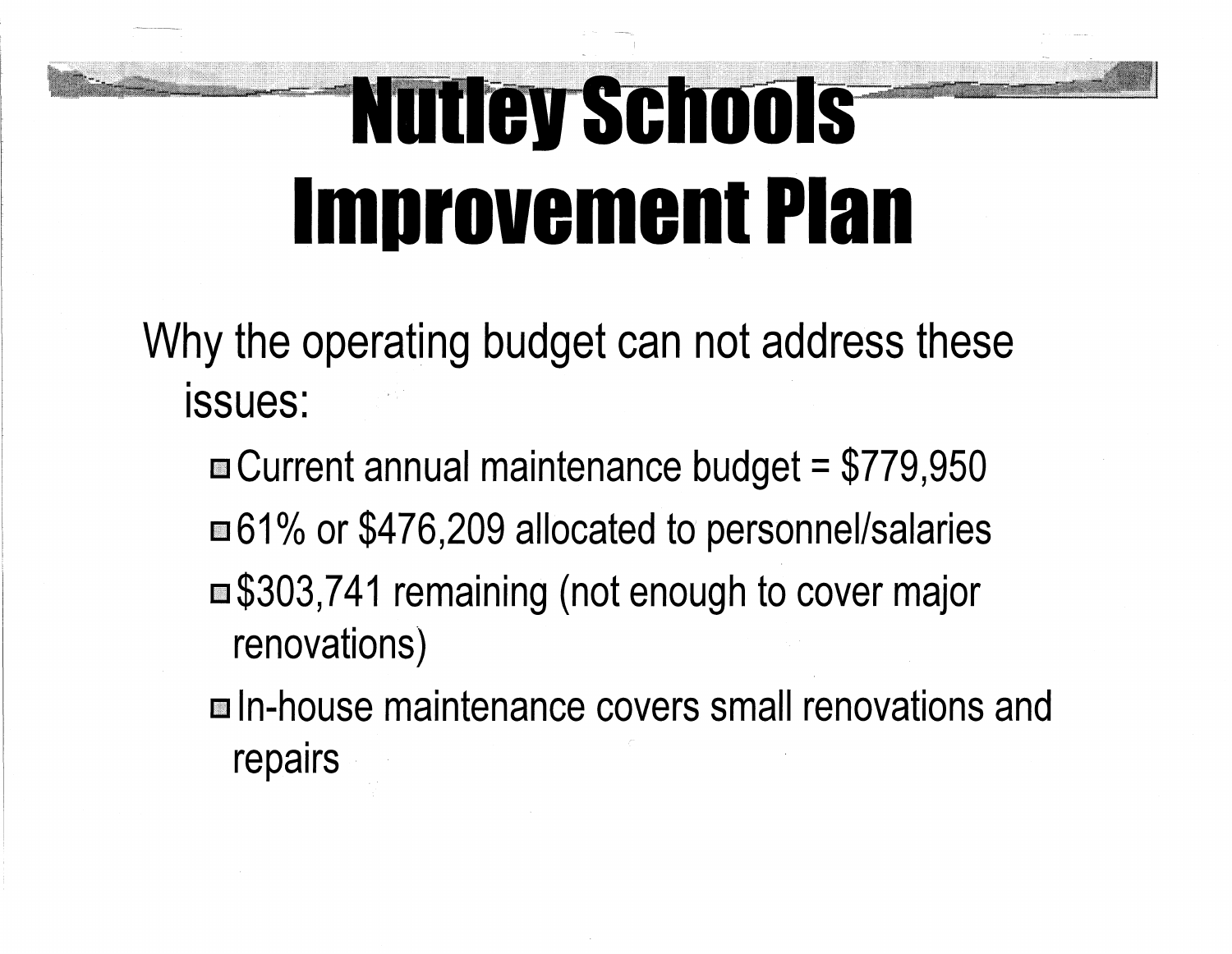# Nutley Schools Improvement Plan

Why the operating budget can not address these issues:

- Current annual maintenance budget = $779,950
- 61% or $476,209 allocated to personnel/salaries
- $303,741 remaining (not enough to cover major renovations)
- In-house maintenance covers small renovations and repairs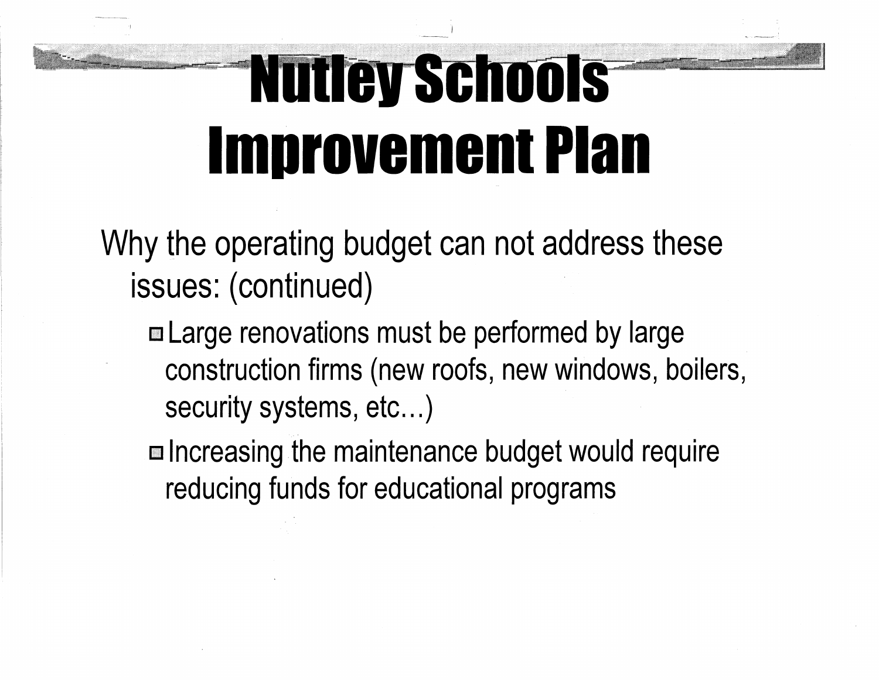# Nutley Schools Improvement Plan

Why the operating budget can not address these issues: (continued)

- Large renovations must be performed by large construction firms (new roofs, new windows, boilers, security systems, etc…)
- Increasing the maintenance budget would require reducing funds for educational programs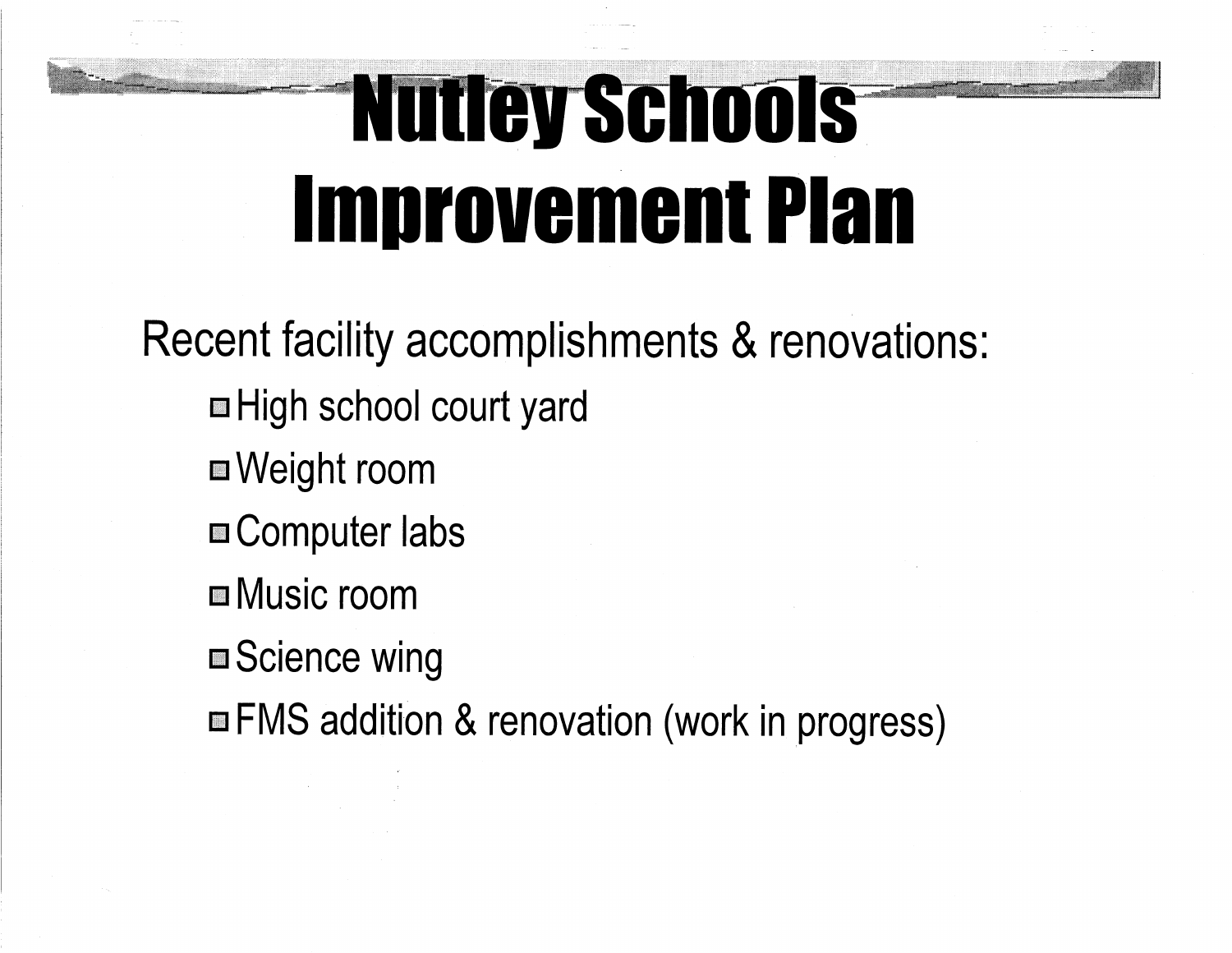# Nutley Schools Improvement Plan

Recent facility accomplishments & renovations:

- High school court yard
- Weight room
- Computer labs
- Music room
- Science wing
- FMS addition & renovation (work in progress)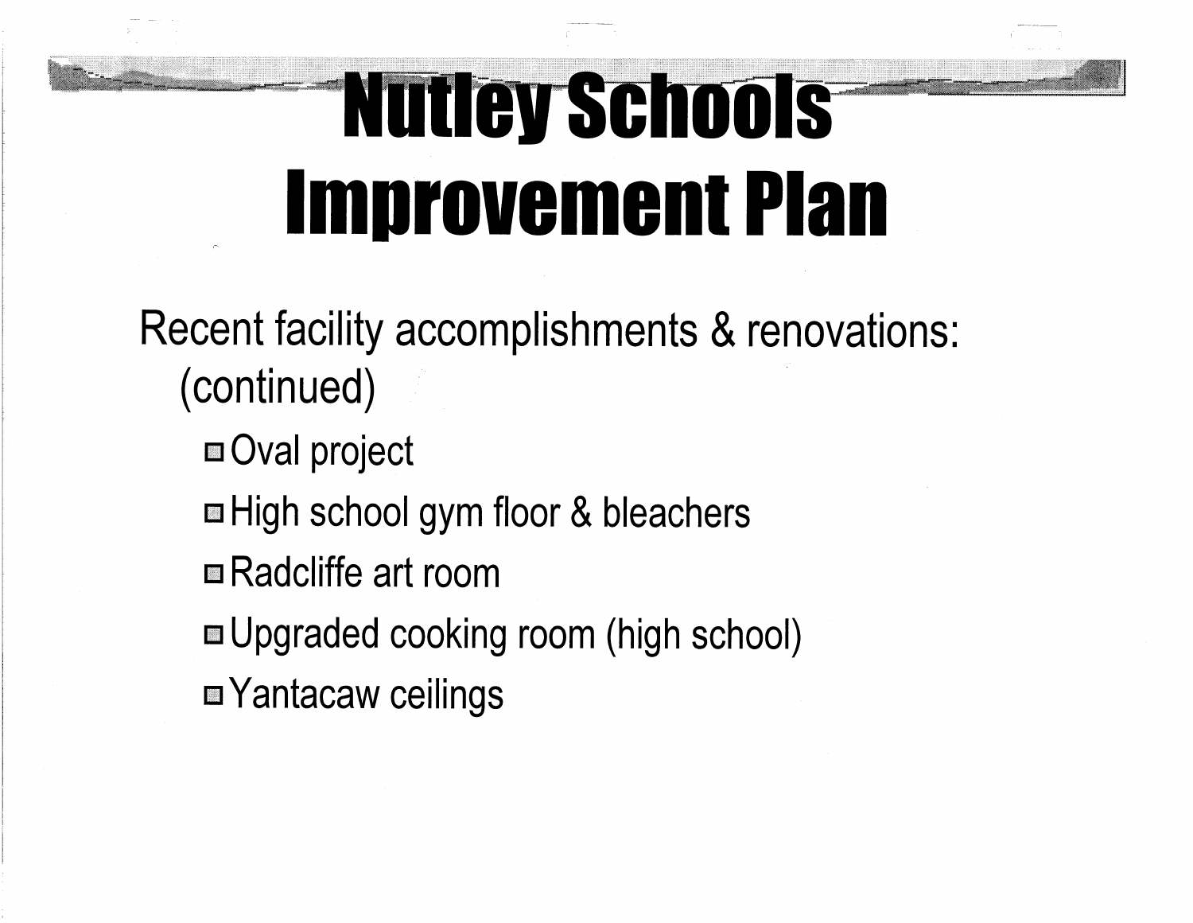# Nutley Schools Improvement Plan

Recent facility accomplishments & renovations: (continued)

- Oval project
- High school gym floor & bleachers
- Radcliffe art room
- Upgraded cooking room (high school)
- Yantacaw ceilings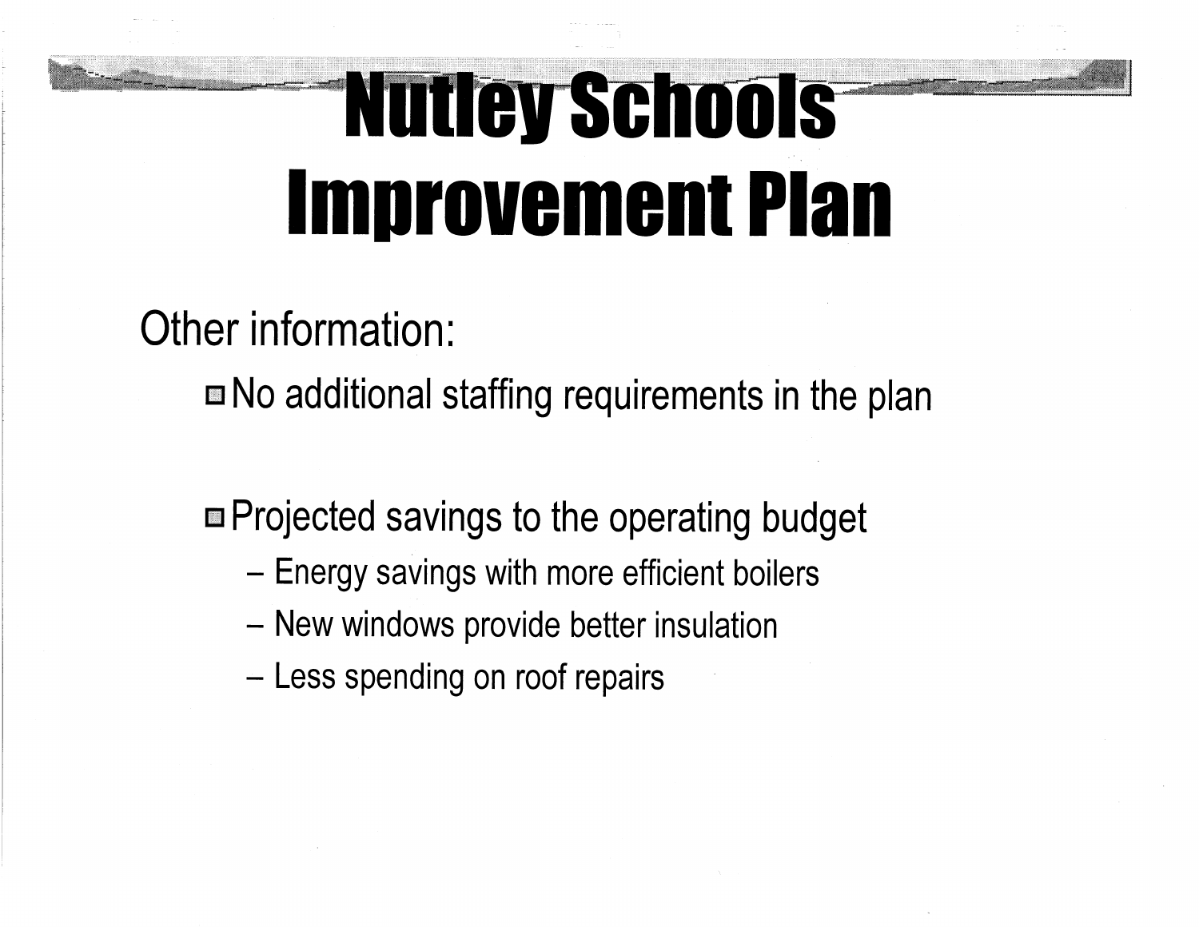# Nutley Schools Improvement Plan

Other information:

- No additional staffing requirements in the plan

- Projected savings to the operating budget
  - Energy savings with more efficient boilers
  - New windows provide better insulation
  - Less spending on roof repairs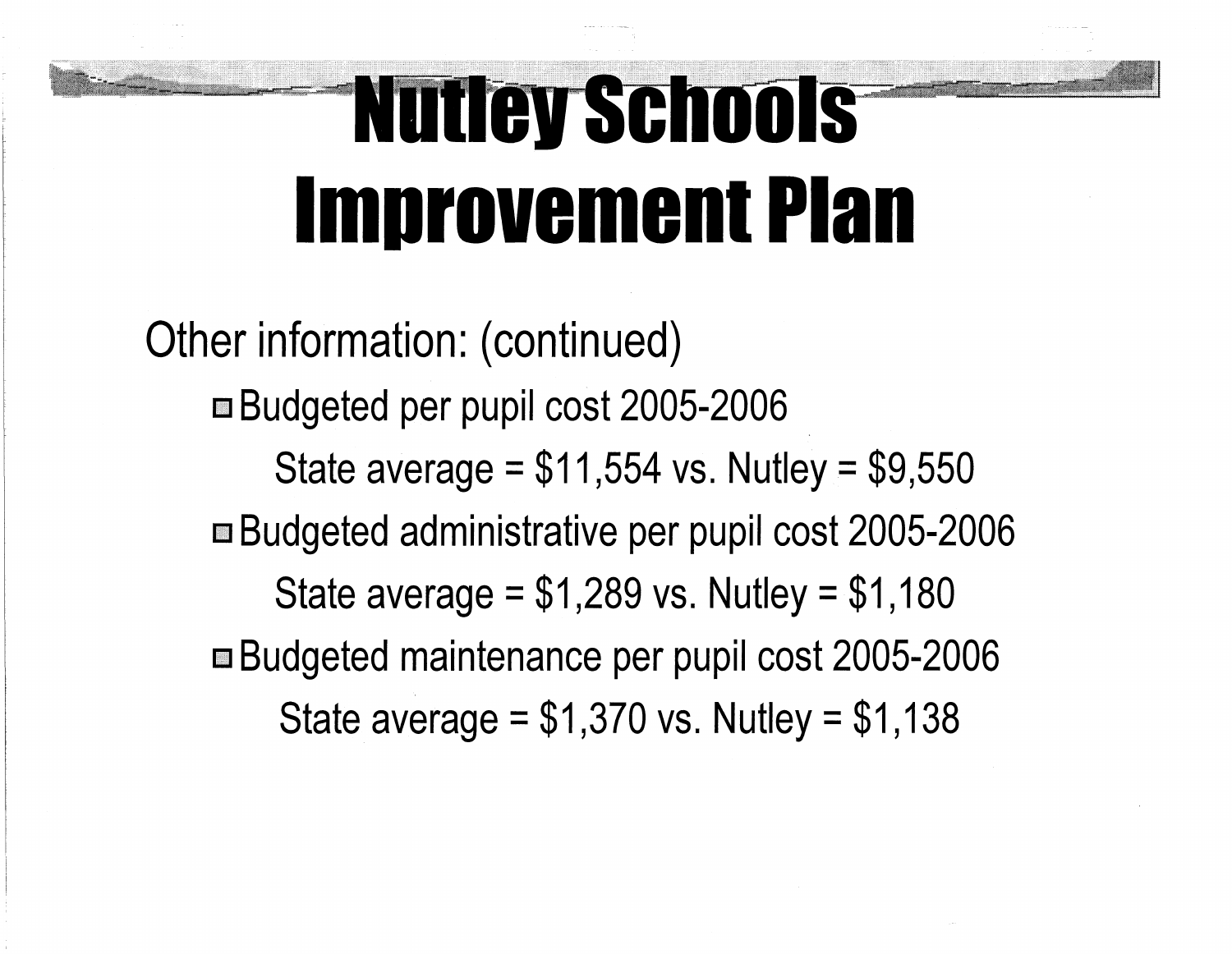# Nutley Schools Improvement Plan

Other information: (continued)

- Budgeted per pupil cost 2005-2006
  - State average = $11,554 vs. Nutley = $9,550
- Budgeted administrative per pupil cost 2005-2006
  - State average = $1,289 vs. Nutley = $1,180
- Budgeted maintenance per pupil cost 2005-2006
  - State average = $1,370 vs. Nutley = $1,138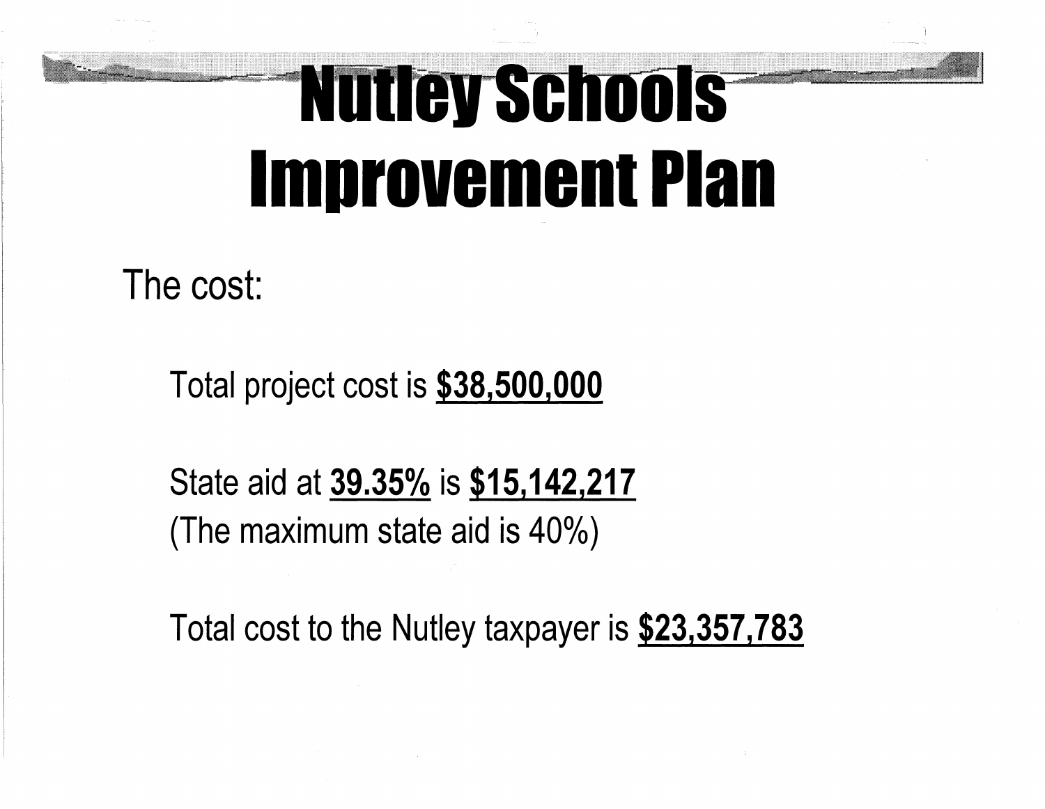# Nutley Schools Improvement Plan

The cost:

Total project cost is **<u>$38,500,000</u>**

State aid at **<u>39.35%</u>** is **<u>$15,142,217</u>**
(The maximum state aid is 40%)

Total cost to the Nutley taxpayer is **<u>$23,357,783</u>**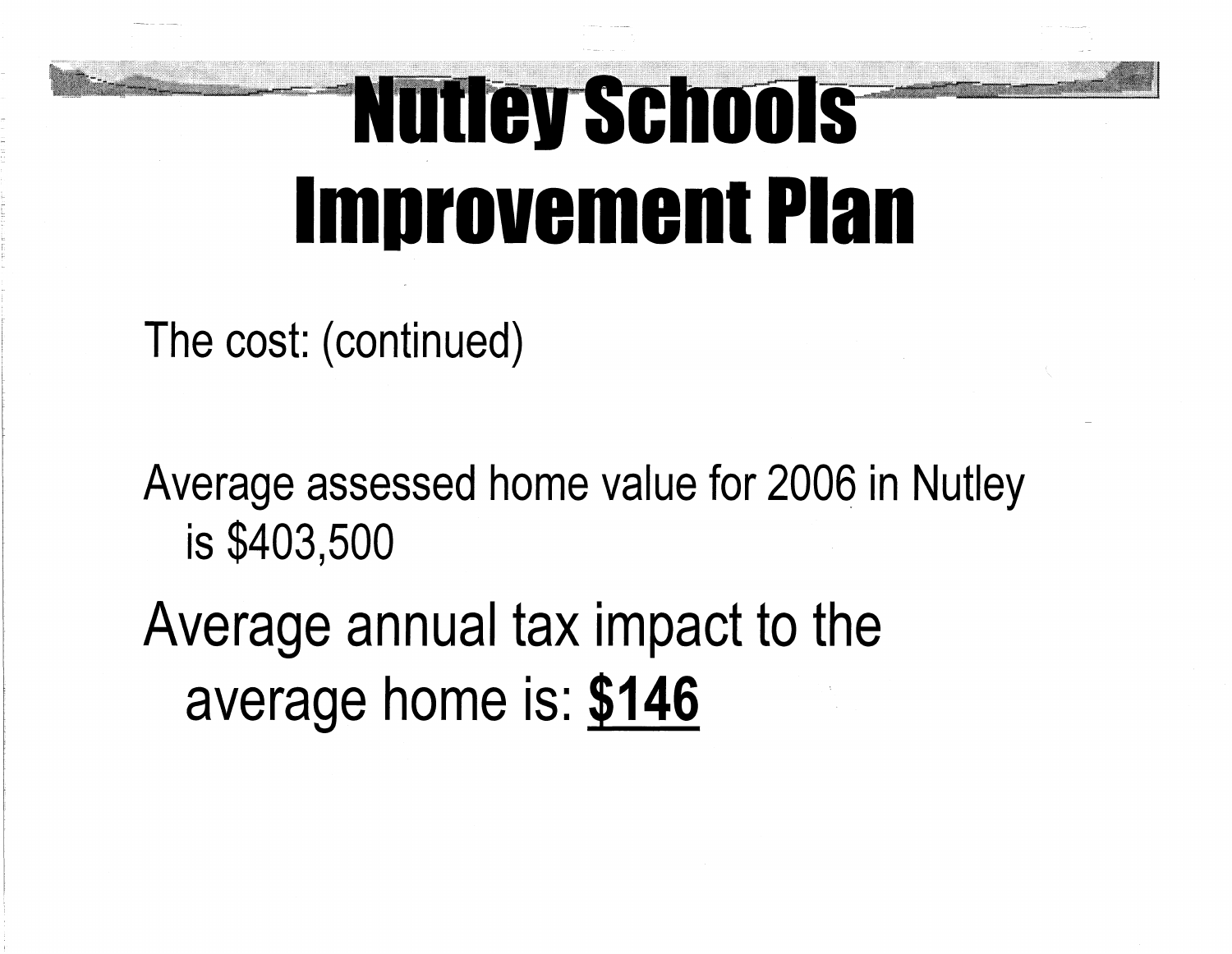# Nutley Schools Improvement Plan

The cost: (continued)

Average assessed home value for 2006 in Nutley is $403,500

Average annual tax impact to the average home is: **$146**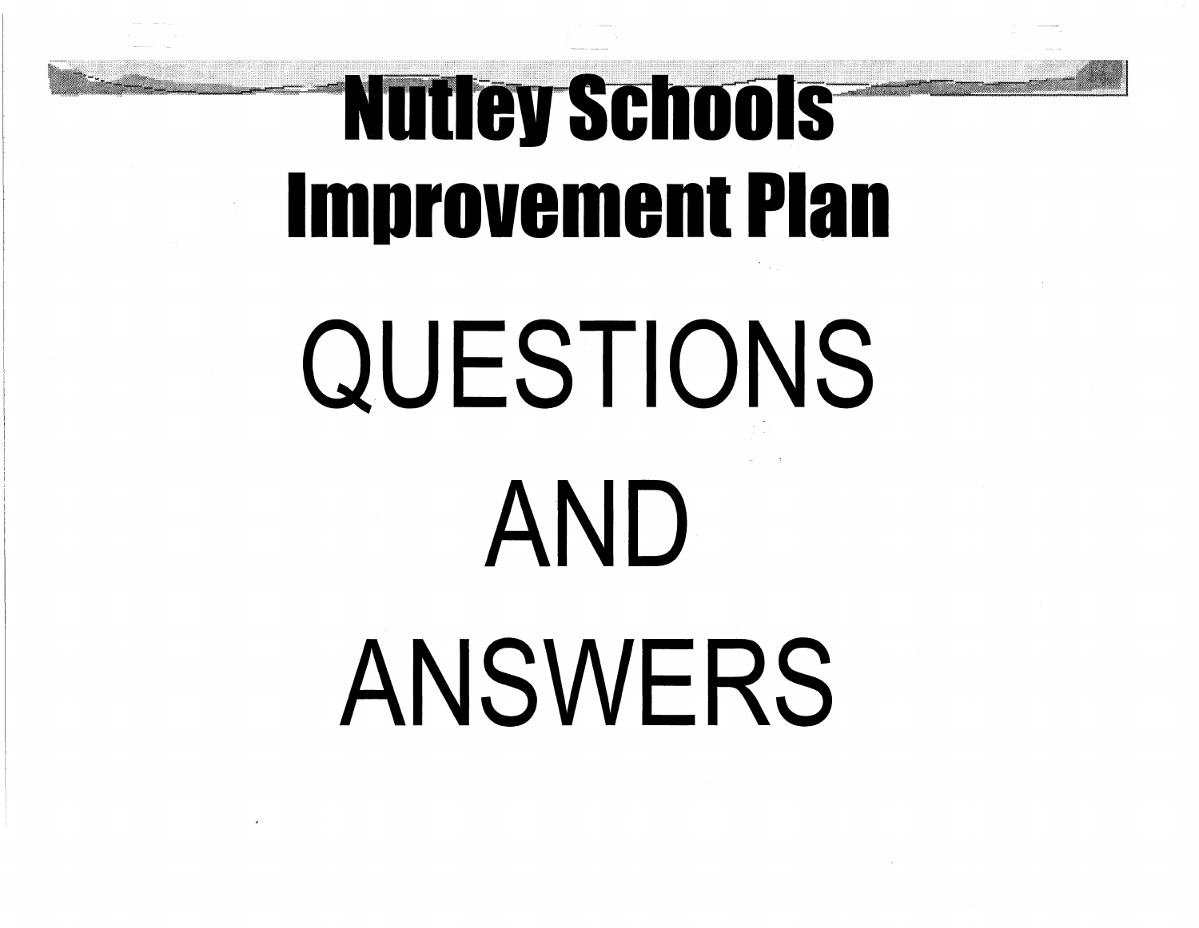# Nutley Schools Improvement Plan

# QUESTIONS

# AND

# ANSWERS